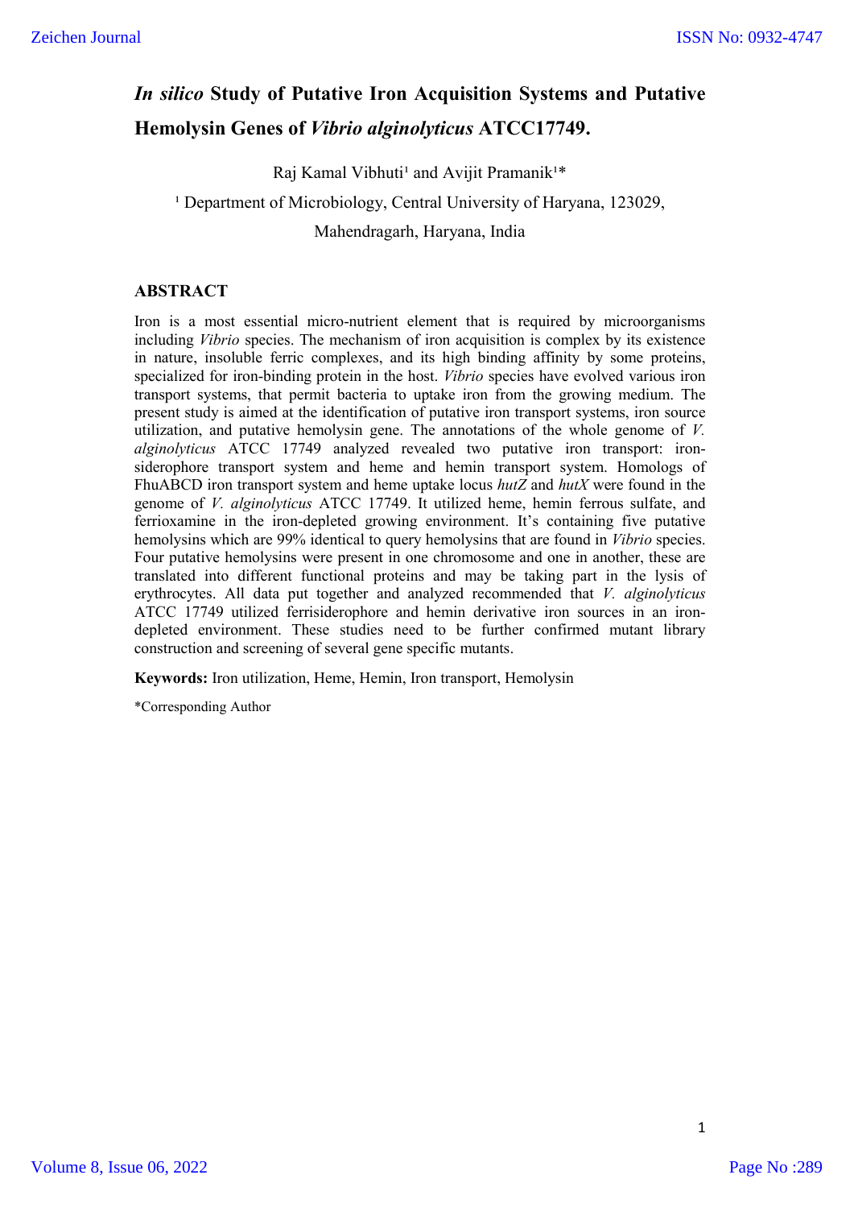# *In silico* Study of Putative Iron Acquisition Systems and Putative Hemolysin Genes of *Vibrio alginolyticus* ATCC17749.

Raj Kamal Vibhuti[1] and Avijit Pramanik[1]*

[1] Department of Microbiology, Central University of Haryana, 123029, Mahendragarh, Haryana, India

## ABSTRACT

Iron is a most essential micro-nutrient element that is required by microorganisms including *Vibrio* species. The mechanism of iron acquisition is complex by its existence in nature, insoluble ferric complexes, and its high binding affinity by some proteins, specialized for iron-binding protein in the host. *Vibrio* species have evolved various iron transport systems, that permit bacteria to uptake iron from the growing medium. The present study is aimed at the identification of putative iron transport systems, iron source utilization, and putative hemolysin gene. The annotations of the whole genome of *V. alginolyticus* ATCC 17749 analyzed revealed two putative iron transport: iron-siderophore transport system and heme and hemin transport system. Homologs of FhuABCD iron transport system and heme uptake locus *hutZ* and *hutX* were found in the genome of *V. alginolyticus* ATCC 17749. It utilized heme, hemin ferrous sulfate, and ferrioxamine in the iron-depleted growing environment. It's containing five putative hemolysins which are 99% identical to query hemolysins that are found in *Vibrio* species. Four putative hemolysins were present in one chromosome and one in another, these are translated into different functional proteins and may be taking part in the lysis of erythrocytes. All data put together and analyzed recommended that *V. alginolyticus* ATCC 17749 utilized ferrisiderophore and hemin derivative iron sources in an iron-depleted environment. These studies need to be further confirmed mutant library construction and screening of several gene specific mutants.

**Keywords:** Iron utilization, Heme, Hemin, Iron transport, Hemolysin

*Corresponding Author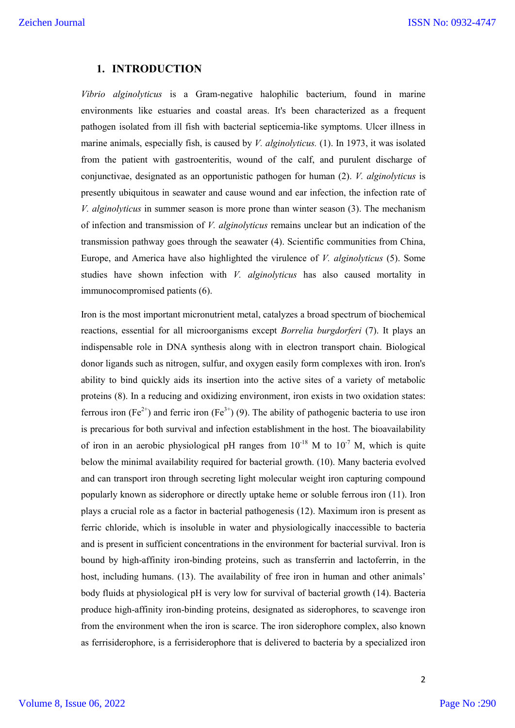## 1. INTRODUCTION

*Vibrio alginolyticus* is a Gram-negative halophilic bacterium, found in marine environments like estuaries and coastal areas. It's been characterized as a frequent pathogen isolated from ill fish with bacterial septicemia-like symptoms. Ulcer illness in marine animals, especially fish, is caused by *V. alginolyticus.* (1). In 1973, it was isolated from the patient with gastroenteritis, wound of the calf, and purulent discharge of conjunctivae, designated as an opportunistic pathogen for human (2). *V. alginolyticus* is presently ubiquitous in seawater and cause wound and ear infection, the infection rate of *V. alginolyticus* in summer season is more prone than winter season (3). The mechanism of infection and transmission of *V. alginolyticus* remains unclear but an indication of the transmission pathway goes through the seawater (4). Scientific communities from China, Europe, and America have also highlighted the virulence of *V. alginolyticus* (5). Some studies have shown infection with *V. alginolyticus* has also caused mortality in immunocompromised patients (6).

Iron is the most important micronutrient metal, catalyzes a broad spectrum of biochemical reactions, essential for all microorganisms except *Borrelia burgdorferi* (7). It plays an indispensable role in DNA synthesis along with in electron transport chain. Biological donor ligands such as nitrogen, sulfur, and oxygen easily form complexes with iron. Iron's ability to bind quickly aids its insertion into the active sites of a variety of metabolic proteins (8). In a reducing and oxidizing environment, iron exists in two oxidation states: ferrous iron ($Fe^{2+}$) and ferric iron ($Fe^{3+}$) (9). The ability of pathogenic bacteria to use iron is precarious for both survival and infection establishment in the host. The bioavailability of iron in an aerobic physiological pH ranges from $10^{-18}$ M to $10^{-7}$ M, which is quite below the minimal availability required for bacterial growth. (10). Many bacteria evolved and can transport iron through secreting light molecular weight iron capturing compound popularly known as siderophore or directly uptake heme or soluble ferrous iron (11). Iron plays a crucial role as a factor in bacterial pathogenesis (12). Maximum iron is present as ferric chloride, which is insoluble in water and physiologically inaccessible to bacteria and is present in sufficient concentrations in the environment for bacterial survival. Iron is bound by high-affinity iron-binding proteins, such as transferrin and lactoferrin, in the host, including humans. (13). The availability of free iron in human and other animals' body fluids at physiological pH is very low for survival of bacterial growth (14). Bacteria produce high-affinity iron-binding proteins, designated as siderophores, to scavenge iron from the environment when the iron is scarce. The iron siderophore complex, also known as ferrisiderophore, is a ferrisiderophore that is delivered to bacteria by a specialized iron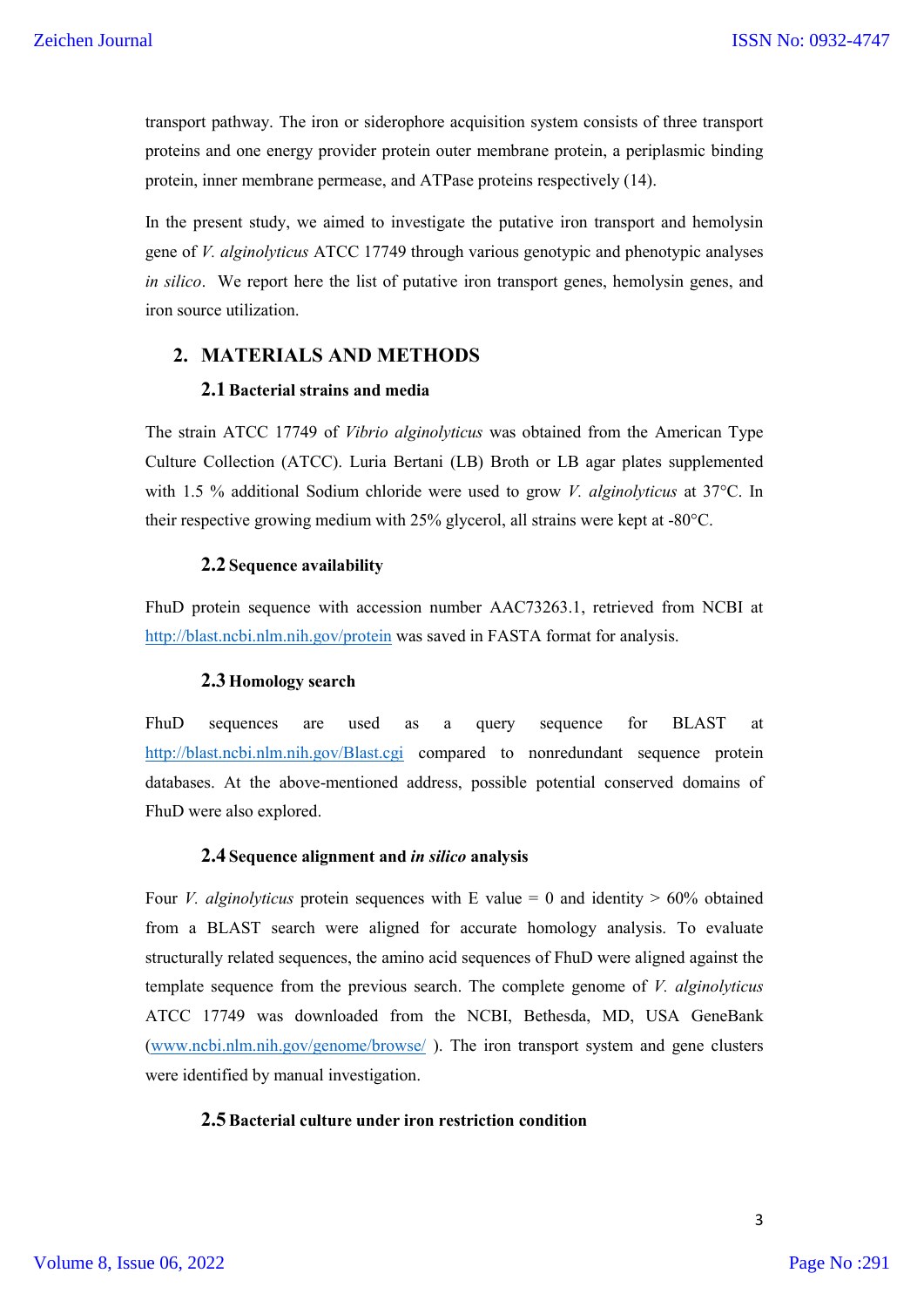transport pathway. The iron or siderophore acquisition system consists of three transport proteins and one energy provider protein outer membrane protein, a periplasmic binding protein, inner membrane permease, and ATPase proteins respectively (14).

In the present study, we aimed to investigate the putative iron transport and hemolysin gene of *V. alginolyticus* ATCC 17749 through various genotypic and phenotypic analyses *in silico*. We report here the list of putative iron transport genes, hemolysin genes, and iron source utilization.

## 2. MATERIALS AND METHODS

### 2.1 Bacterial strains and media

The strain ATCC 17749 of *Vibrio alginolyticus* was obtained from the American Type Culture Collection (ATCC). Luria Bertani (LB) Broth or LB agar plates supplemented with 1.5 % additional Sodium chloride were used to grow *V. alginolyticus* at 37°C. In their respective growing medium with 25% glycerol, all strains were kept at -80°C.

### 2.2 Sequence availability

FhuD protein sequence with accession number AAC73263.1, retrieved from NCBI at http://blast.ncbi.nlm.nih.gov/protein was saved in FASTA format for analysis.

### 2.3 Homology search

FhuD sequences are used as a query sequence for BLAST at http://blast.ncbi.nlm.nih.gov/Blast.cgi compared to nonredundant sequence protein databases. At the above-mentioned address, possible potential conserved domains of FhuD were also explored.

### 2.4 Sequence alignment and *in silico* analysis

Four *V. alginolyticus* protein sequences with E value = 0 and identity > 60% obtained from a BLAST search were aligned for accurate homology analysis. To evaluate structurally related sequences, the amino acid sequences of FhuD were aligned against the template sequence from the previous search. The complete genome of *V. alginolyticus* ATCC 17749 was downloaded from the NCBI, Bethesda, MD, USA GeneBank (www.ncbi.nlm.nih.gov/genome/browse/ ). The iron transport system and gene clusters were identified by manual investigation.

### 2.5 Bacterial culture under iron restriction condition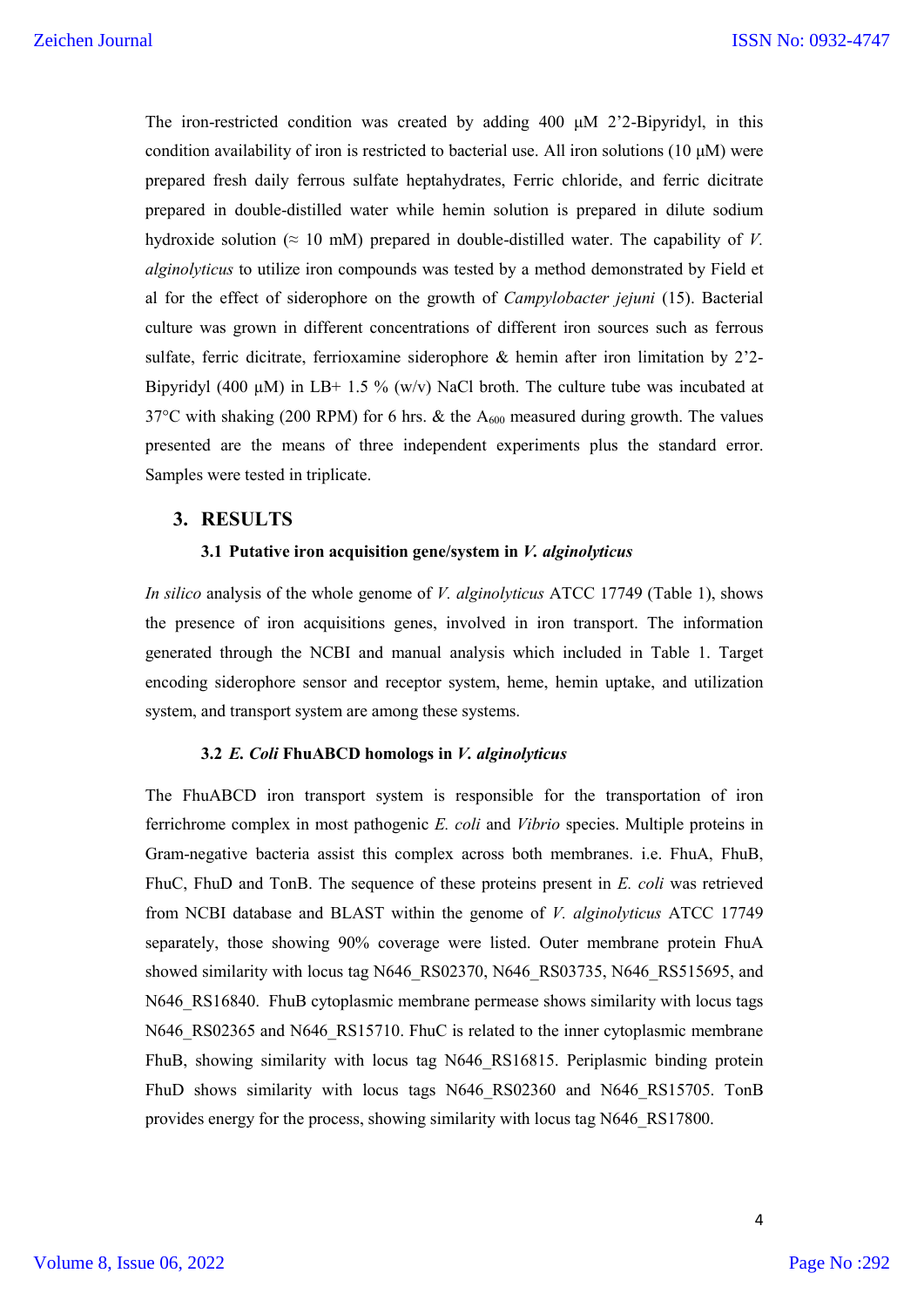The iron-restricted condition was created by adding 400 μM 2'2-Bipyridyl, in this condition availability of iron is restricted to bacterial use. All iron solutions (10 μM) were prepared fresh daily ferrous sulfate heptahydrates, Ferric chloride, and ferric dicitrate prepared in double-distilled water while hemin solution is prepared in dilute sodium hydroxide solution (≈ 10 mM) prepared in double-distilled water. The capability of *V. alginolyticus* to utilize iron compounds was tested by a method demonstrated by Field et al for the effect of siderophore on the growth of *Campylobacter jejuni* (15). Bacterial culture was grown in different concentrations of different iron sources such as ferrous sulfate, ferric dicitrate, ferrioxamine siderophore & hemin after iron limitation by 2'2-Bipyridyl (400 μM) in LB+ 1.5 % (w/v) NaCl broth. The culture tube was incubated at 37°C with shaking (200 RPM) for 6 hrs. & the $A_{600}$ measured during growth. The values presented are the means of three independent experiments plus the standard error. Samples were tested in triplicate.

## 3. RESULTS

### 3.1 Putative iron acquisition gene/system in *V. alginolyticus*

*In silico* analysis of the whole genome of *V. alginolyticus* ATCC 17749 (Table 1), shows the presence of iron acquisitions genes, involved in iron transport. The information generated through the NCBI and manual analysis which included in Table 1. Target encoding siderophore sensor and receptor system, heme, hemin uptake, and utilization system, and transport system are among these systems.

### 3.2 *E. Coli* FhuABCD homologs in *V. alginolyticus*

The FhuABCD iron transport system is responsible for the transportation of iron ferrichrome complex in most pathogenic *E. coli* and *Vibrio* species. Multiple proteins in Gram-negative bacteria assist this complex across both membranes. i.e. FhuA, FhuB, FhuC, FhuD and TonB. The sequence of these proteins present in *E. coli* was retrieved from NCBI database and BLAST within the genome of *V. alginolyticus* ATCC 17749 separately, those showing 90% coverage were listed. Outer membrane protein FhuA showed similarity with locus tag N646_RS02370, N646_RS03735, N646_RS515695, and N646_RS16840. FhuB cytoplasmic membrane permease shows similarity with locus tags N646_RS02365 and N646_RS15710. FhuC is related to the inner cytoplasmic membrane FhuB, showing similarity with locus tag N646_RS16815. Periplasmic binding protein FhuD shows similarity with locus tags N646_RS02360 and N646_RS15705. TonB provides energy for the process, showing similarity with locus tag N646_RS17800.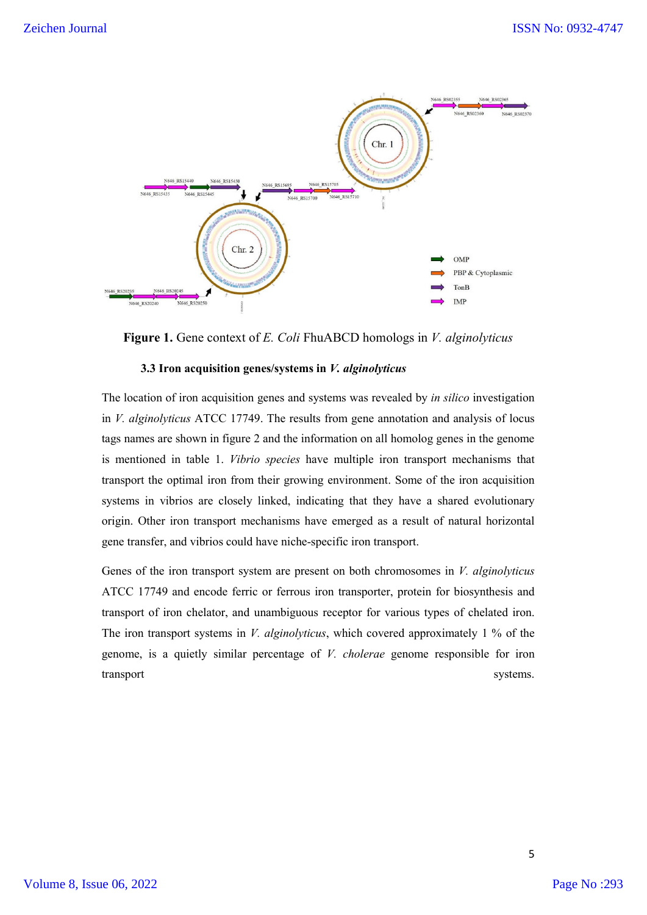**Figure 1.** Gene context of *E. Coli* FhuABCD homologs in *V. alginolyticus*

### 3.3 Iron acquisition genes/systems in *V. alginolyticus*

The location of iron acquisition genes and systems was revealed by *in silico* investigation in *V. alginolyticus* ATCC 17749. The results from gene annotation and analysis of locus tags names are shown in figure 2 and the information on all homolog genes in the genome is mentioned in table 1. *Vibrio species* have multiple iron transport mechanisms that transport the optimal iron from their growing environment. Some of the iron acquisition systems in vibrios are closely linked, indicating that they have a shared evolutionary origin. Other iron transport mechanisms have emerged as a result of natural horizontal gene transfer, and vibrios could have niche-specific iron transport.

Genes of the iron transport system are present on both chromosomes in *V. alginolyticus* ATCC 17749 and encode ferric or ferrous iron transporter, protein for biosynthesis and transport of iron chelator, and unambiguous receptor for various types of chelated iron. The iron transport systems in *V. alginolyticus*, which covered approximately 1 % of the genome, is a quietly similar percentage of *V. cholerae* genome responsible for iron transport systems.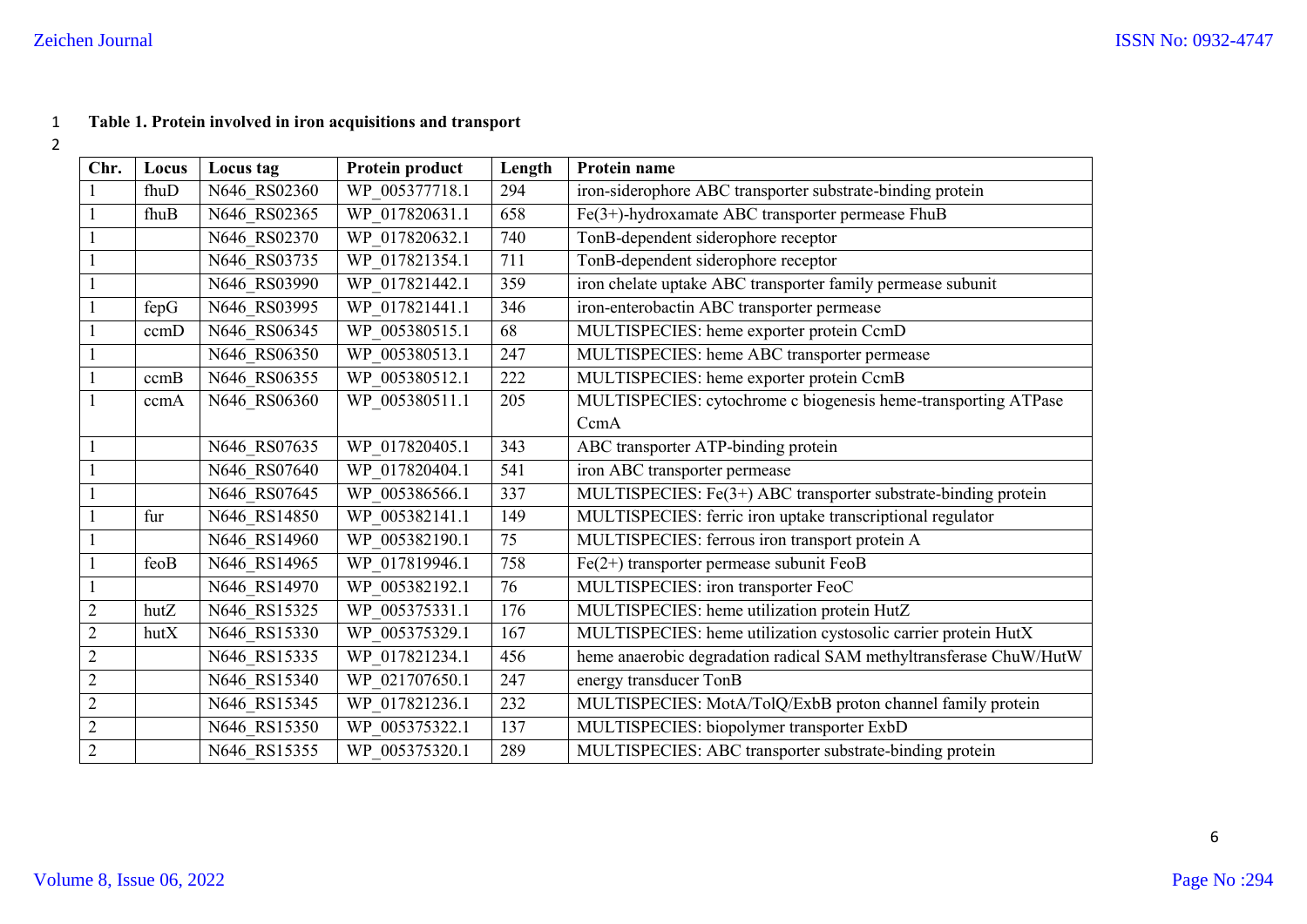**Table 1. Protein involved in iron acquisitions and transport**

| Chr. | Locus | Locus tag | Protein product | Length | Protein name |
|---|---|---|---|---|---|
| 1 | fhuD | N646_RS02360 | WP_005377718.1 | 294 | iron-siderophore ABC transporter substrate-binding protein |
| 1 | fhuB | N646_RS02365 | WP_017820631.1 | 658 | Fe(3+)-hydroxamate ABC transporter permease FhuB |
| 1 | | N646_RS02370 | WP_017820632.1 | 740 | TonB-dependent siderophore receptor |
| 1 | | N646_RS03735 | WP_017821354.1 | 711 | TonB-dependent siderophore receptor |
| 1 | | N646_RS03990 | WP_017821442.1 | 359 | iron chelate uptake ABC transporter family permease subunit |
| 1 | fepG | N646_RS03995 | WP_017821441.1 | 346 | iron-enterobactin ABC transporter permease |
| 1 | ccmD | N646_RS06345 | WP_005380515.1 | 68 | MULTISPECIES: heme exporter protein CcmD |
| 1 | | N646_RS06350 | WP_005380513.1 | 247 | MULTISPECIES: heme ABC transporter permease |
| 1 | ccmB | N646_RS06355 | WP_005380512.1 | 222 | MULTISPECIES: heme exporter protein CcmB |
| 1 | ccmA | N646_RS06360 | WP_005380511.1 | 205 | MULTISPECIES: cytochrome c biogenesis heme-transporting ATPase CcmA |
| 1 | | N646_RS07635 | WP_017820405.1 | 343 | ABC transporter ATP-binding protein |
| 1 | | N646_RS07640 | WP_017820404.1 | 541 | iron ABC transporter permease |
| 1 | | N646_RS07645 | WP_005386566.1 | 337 | MULTISPECIES: Fe(3+) ABC transporter substrate-binding protein |
| 1 | fur | N646_RS14850 | WP_005382141.1 | 149 | MULTISPECIES: ferric iron uptake transcriptional regulator |
| 1 | | N646_RS14960 | WP_005382190.1 | 75 | MULTISPECIES: ferrous iron transport protein A |
| 1 | feoB | N646_RS14965 | WP_017819946.1 | 758 | Fe(2+) transporter permease subunit FeoB |
| 1 | | N646_RS14970 | WP_005382192.1 | 76 | MULTISPECIES: iron transporter FeoC |
| 2 | hutZ | N646_RS15325 | WP_005375331.1 | 176 | MULTISPECIES: heme utilization protein HutZ |
| 2 | hutX | N646_RS15330 | WP_005375329.1 | 167 | MULTISPECIES: heme utilization cystosolic carrier protein HutX |
| 2 | | N646_RS15335 | WP_017821234.1 | 456 | heme anaerobic degradation radical SAM methyltransferase ChuW/HutW |
| 2 | | N646_RS15340 | WP_021707650.1 | 247 | energy transducer TonB |
| 2 | | N646_RS15345 | WP_017821236.1 | 232 | MULTISPECIES: MotA/TolQ/ExbB proton channel family protein |
| 2 | | N646_RS15350 | WP_005375322.1 | 137 | MULTISPECIES: biopolymer transporter ExbD |
| 2 | | N646_RS15355 | WP_005375320.1 | 289 | MULTISPECIES: ABC transporter substrate-binding protein |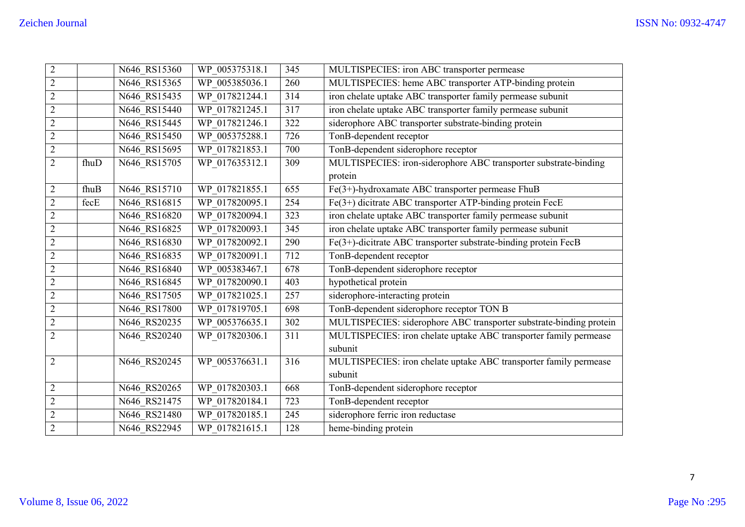| | | | | | |
|---|---|---|---|---|---|
| 2 | | N646_RS15360 | WP_005375318.1 | 345 | MULTISPECIES: iron ABC transporter permease |
| 2 | | N646_RS15365 | WP_005385036.1 | 260 | MULTISPECIES: heme ABC transporter ATP-binding protein |
| 2 | | N646_RS15435 | WP_017821244.1 | 314 | iron chelate uptake ABC transporter family permease subunit |
| 2 | | N646_RS15440 | WP_017821245.1 | 317 | iron chelate uptake ABC transporter family permease subunit |
| 2 | | N646_RS15445 | WP_017821246.1 | 322 | siderophore ABC transporter substrate-binding protein |
| 2 | | N646_RS15450 | WP_005375288.1 | 726 | TonB-dependent receptor |
| 2 | | N646_RS15695 | WP_017821853.1 | 700 | TonB-dependent siderophore receptor |
| 2 | fhuD | N646_RS15705 | WP_017635312.1 | 309 | MULTISPECIES: iron-siderophore ABC transporter substrate-binding protein |
| 2 | fhuB | N646_RS15710 | WP_017821855.1 | 655 | Fe(3+)-hydroxamate ABC transporter permease FhuB |
| 2 | fecE | N646_RS16815 | WP_017820095.1 | 254 | Fe(3+) dicitrate ABC transporter ATP-binding protein FecE |
| 2 | | N646_RS16820 | WP_017820094.1 | 323 | iron chelate uptake ABC transporter family permease subunit |
| 2 | | N646_RS16825 | WP_017820093.1 | 345 | iron chelate uptake ABC transporter family permease subunit |
| 2 | | N646_RS16830 | WP_017820092.1 | 290 | Fe(3+)-dicitrate ABC transporter substrate-binding protein FecB |
| 2 | | N646_RS16835 | WP_017820091.1 | 712 | TonB-dependent receptor |
| 2 | | N646_RS16840 | WP_005383467.1 | 678 | TonB-dependent siderophore receptor |
| 2 | | N646_RS16845 | WP_017820090.1 | 403 | hypothetical protein |
| 2 | | N646_RS17505 | WP_017821025.1 | 257 | siderophore-interacting protein |
| 2 | | N646_RS17800 | WP_017819705.1 | 698 | TonB-dependent siderophore receptor TON B |
| 2 | | N646_RS20235 | WP_005376635.1 | 302 | MULTISPECIES: siderophore ABC transporter substrate-binding protein |
| 2 | | N646_RS20240 | WP_017820306.1 | 311 | MULTISPECIES: iron chelate uptake ABC transporter family permease subunit |
| 2 | | N646_RS20245 | WP_005376631.1 | 316 | MULTISPECIES: iron chelate uptake ABC transporter family permease subunit |
| 2 | | N646_RS20265 | WP_017820303.1 | 668 | TonB-dependent siderophore receptor |
| 2 | | N646_RS21475 | WP_017820184.1 | 723 | TonB-dependent receptor |
| 2 | | N646_RS21480 | WP_017820185.1 | 245 | siderophore ferric iron reductase |
| 2 | | N646_RS22945 | WP_017821615.1 | 128 | heme-binding protein |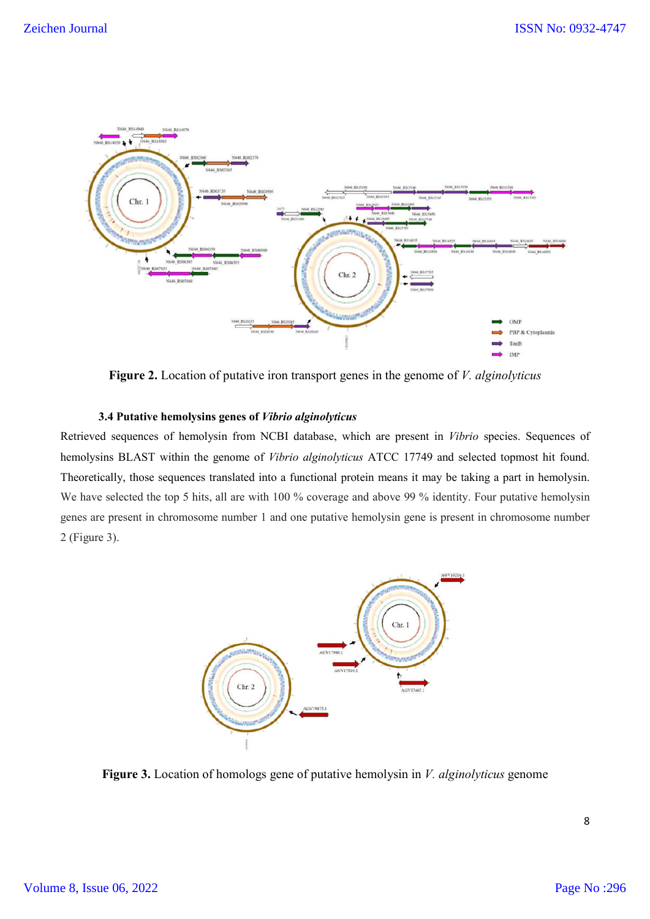Figure 2. Location of putative iron transport genes in the genome of *V. alginolyticus*

### 3.4 Putative hemolysins genes of *Vibrio alginolyticus*

Retrieved sequences of hemolysin from NCBI database, which are present in *Vibrio* species. Sequences of hemolysins BLAST within the genome of *Vibrio alginolyticus* ATCC 17749 and selected topmost hit found. Theoretically, those sequences translated into a functional protein means it may be taking a part in hemolysin. We have selected the top 5 hits, all are with 100 % coverage and above 99 % identity. Four putative hemolysin genes are present in chromosome number 1 and one putative hemolysin gene is present in chromosome number 2 (Figure 3).

**Figure 3.** Location of homologs gene of putative hemolysin in *V. alginolyticus* genome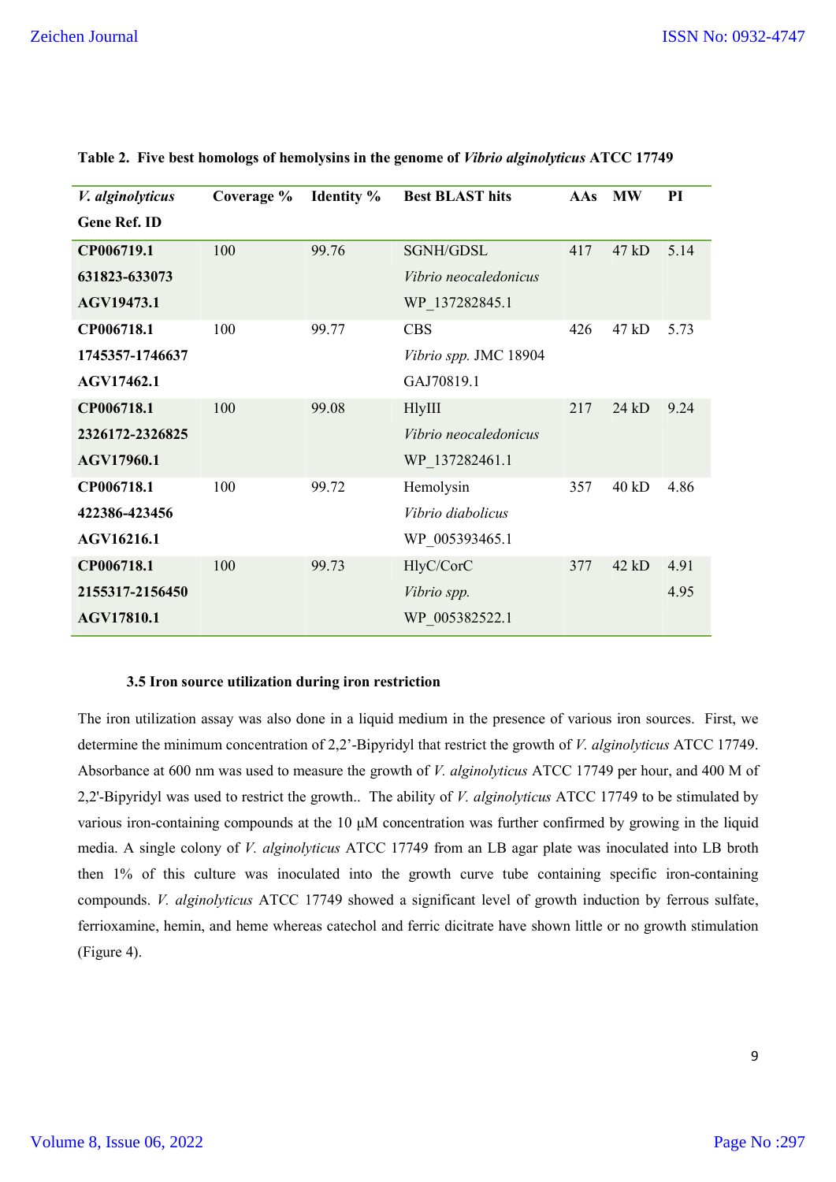**Table 2. Five best homologs of hemolysins in the genome of *Vibrio alginolyticus* ATCC 17749**

| *V. alginolyticus* Gene Ref. ID | Coverage % | Identity % | Best BLAST hits | AAs | MW | PI |
|---|---|---|---|---|---|---|
| **CP006719.1 631823-633073 AGV19473.1** | 100 | 99.76 | SGNH/GDSL *Vibrio neocaledonicus* WP_137282845.1 | 417 | 47 kD | 5.14 |
| **CP006718.1 1745357-1746637 AGV17462.1** | 100 | 99.77 | CBS *Vibrio spp.* JMC 18904 GAJ70819.1 | 426 | 47 kD | 5.73 |
| **CP006718.1 2326172-2326825 AGV17960.1** | 100 | 99.08 | HlyIII *Vibrio neocaledonicus* WP_137282461.1 | 217 | 24 kD | 9.24 |
| **CP006718.1 422386-423456 AGV16216.1** | 100 | 99.72 | Hemolysin *Vibrio diabolicus* WP_005393465.1 | 357 | 40 kD | 4.86 |
| **CP006718.1 2155317-2156450 AGV17810.1** | 100 | 99.73 | HlyC/CorC *Vibrio spp.* WP_005382522.1 | 377 | 42 kD | 4.91 4.95 |

### 3.5 Iron source utilization during iron restriction

The iron utilization assay was also done in a liquid medium in the presence of various iron sources. First, we determine the minimum concentration of 2,2'-Bipyridyl that restrict the growth of *V. alginolyticus* ATCC 17749. Absorbance at 600 nm was used to measure the growth of *V. alginolyticus* ATCC 17749 per hour, and 400 M of 2,2'-Bipyridyl was used to restrict the growth.. The ability of *V. alginolyticus* ATCC 17749 to be stimulated by various iron-containing compounds at the 10 µM concentration was further confirmed by growing in the liquid media. A single colony of *V. alginolyticus* ATCC 17749 from an LB agar plate was inoculated into LB broth then 1% of this culture was inoculated into the growth curve tube containing specific iron-containing compounds. *V. alginolyticus* ATCC 17749 showed a significant level of growth induction by ferrous sulfate, ferrioxamine, hemin, and heme whereas catechol and ferric dicitrate have shown little or no growth stimulation (Figure 4).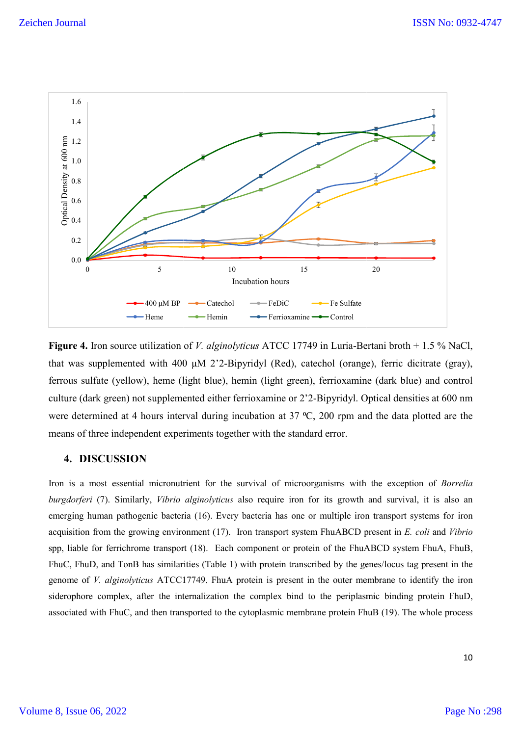**Figure 4.** Iron source utilization of *V. alginolyticus* ATCC 17749 in Luria-Bertani broth + 1.5 % NaCl, that was supplemented with 400 µM 2’2-Bipyridyl (Red), catechol (orange), ferric dicitrate (gray), ferrous sulfate (yellow), heme (light blue), hemin (light green), ferrioxamine (dark blue) and control culture (dark green) not supplemented either ferrioxamine or 2’2-Bipyridyl. Optical densities at 600 nm were determined at 4 hours interval during incubation at 37 ºC, 200 rpm and the data plotted are the means of three independent experiments together with the standard error.

## 4. DISCUSSION

Iron is a most essential micronutrient for the survival of microorganisms with the exception of *Borrelia burgdorferi* (7). Similarly, *Vibrio alginolyticus* also require iron for its growth and survival, it is also an emerging human pathogenic bacteria (16). Every bacteria has one or multiple iron transport systems for iron acquisition from the growing environment (17). Iron transport system FhuABCD present in *E. coli* and *Vibrio* spp, liable for ferrichrome transport (18). Each component or protein of the FhuABCD system FhuA, FhuB, FhuC, FhuD, and TonB has similarities (Table 1) with protein transcribed by the genes/locus tag present in the genome of *V. alginolyticus* ATCC17749. FhuA protein is present in the outer membrane to identify the iron siderophore complex, after the internalization the complex bind to the periplasmic binding protein FhuD, associated with FhuC, and then transported to the cytoplasmic membrane protein FhuB (19). The whole process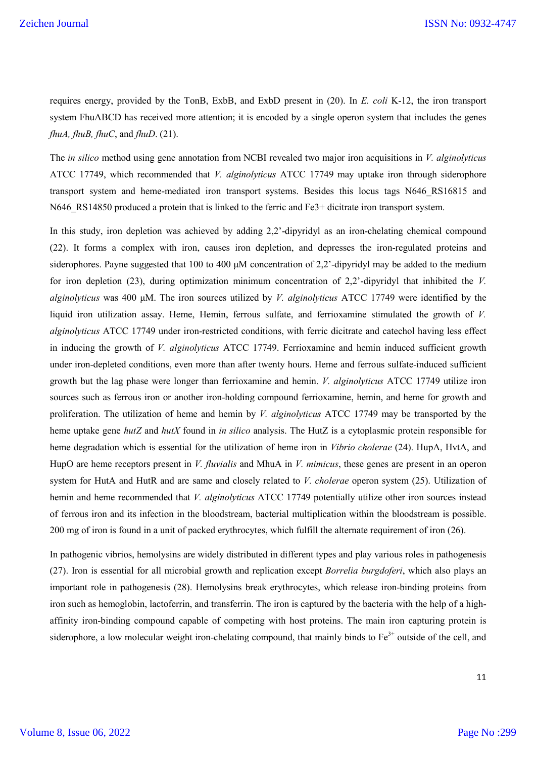requires energy, provided by the TonB, ExbB, and ExbD present in (20). In *E. coli* K-12, the iron transport system FhuABCD has received more attention; it is encoded by a single operon system that includes the genes *fhuA, fhuB, fhuC*, and *fhuD*. (21).

The *in silico* method using gene annotation from NCBI revealed two major iron acquisitions in *V. alginolyticus* ATCC 17749, which recommended that *V. alginolyticus* ATCC 17749 may uptake iron through siderophore transport system and heme-mediated iron transport systems. Besides this locus tags N646_RS16815 and N646_RS14850 produced a protein that is linked to the ferric and Fe3+ dicitrate iron transport system.

In this study, iron depletion was achieved by adding 2,2'-dipyridyl as an iron-chelating chemical compound (22). It forms a complex with iron, causes iron depletion, and depresses the iron-regulated proteins and siderophores. Payne suggested that 100 to 400 µM concentration of 2,2'-dipyridyl may be added to the medium for iron depletion (23), during optimization minimum concentration of 2,2'-dipyridyl that inhibited the *V. alginolyticus* was 400 µM. The iron sources utilized by *V. alginolyticus* ATCC 17749 were identified by the liquid iron utilization assay. Heme, Hemin, ferrous sulfate, and ferrioxamine stimulated the growth of *V. alginolyticus* ATCC 17749 under iron-restricted conditions, with ferric dicitrate and catechol having less effect in inducing the growth of *V. alginolyticus* ATCC 17749. Ferrioxamine and hemin induced sufficient growth under iron-depleted conditions, even more than after twenty hours. Heme and ferrous sulfate-induced sufficient growth but the lag phase were longer than ferrioxamine and hemin. *V. alginolyticus* ATCC 17749 utilize iron sources such as ferrous iron or another iron-holding compound ferrioxamine, hemin, and heme for growth and proliferation. The utilization of heme and hemin by *V. alginolyticus* ATCC 17749 may be transported by the heme uptake gene *hutZ* and *hutX* found in *in silico* analysis. The HutZ is a cytoplasmic protein responsible for heme degradation which is essential for the utilization of heme iron in *Vibrio cholerae* (24). HupA, HvtA, and HupO are heme receptors present in *V. fluvialis* and MhuA in *V. mimicus*, these genes are present in an operon system for HutA and HutR and are same and closely related to *V. cholerae* operon system (25). Utilization of hemin and heme recommended that *V. alginolyticus* ATCC 17749 potentially utilize other iron sources instead of ferrous iron and its infection in the bloodstream, bacterial multiplication within the bloodstream is possible. 200 mg of iron is found in a unit of packed erythrocytes, which fulfill the alternate requirement of iron (26).

In pathogenic vibrios, hemolysins are widely distributed in different types and play various roles in pathogenesis (27). Iron is essential for all microbial growth and replication except *Borrelia burgdoferi*, which also plays an important role in pathogenesis (28). Hemolysins break erythrocytes, which release iron-binding proteins from iron such as hemoglobin, lactoferrin, and transferrin. The iron is captured by the bacteria with the help of a high-affinity iron-binding compound capable of competing with host proteins. The main iron capturing protein is siderophore, a low molecular weight iron-chelating compound, that mainly binds to $Fe^{3+}$ outside of the cell, and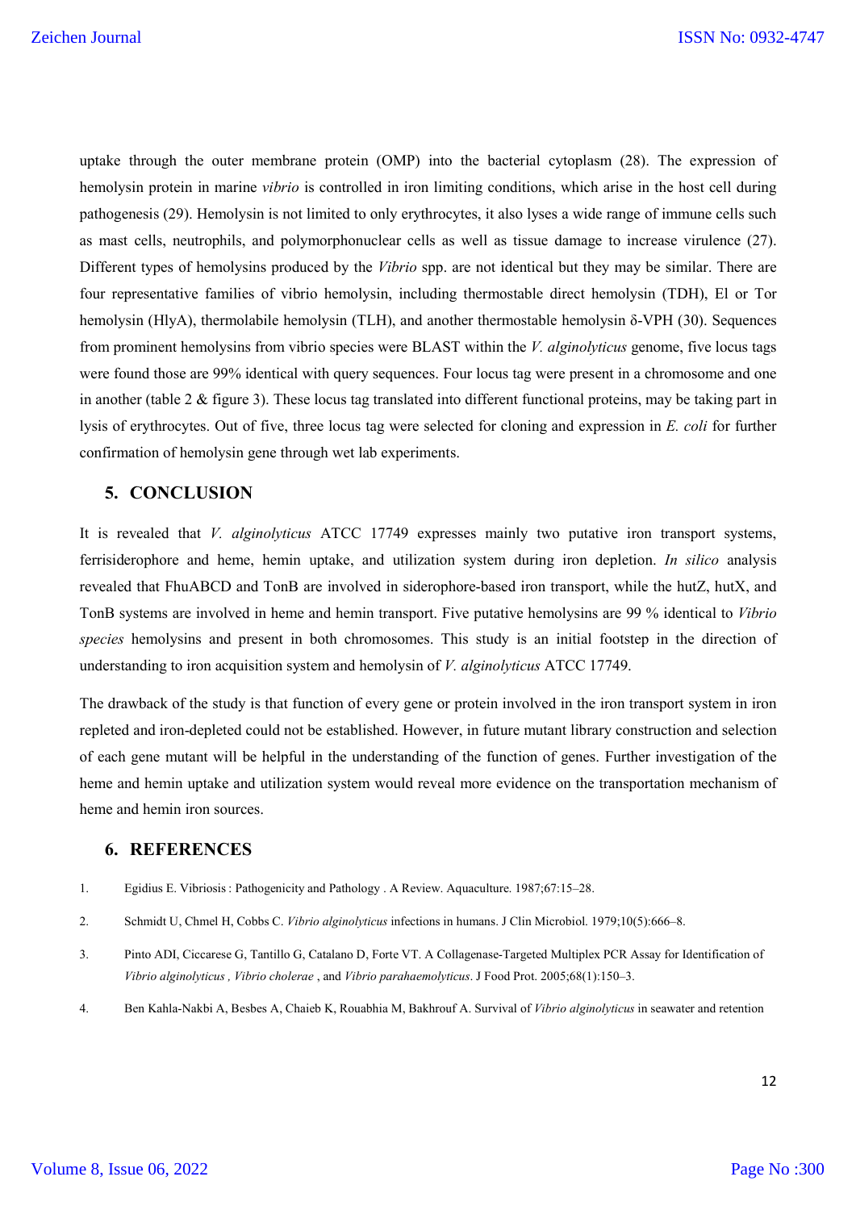uptake through the outer membrane protein (OMP) into the bacterial cytoplasm (28). The expression of hemolysin protein in marine *vibrio* is controlled in iron limiting conditions, which arise in the host cell during pathogenesis (29). Hemolysin is not limited to only erythrocytes, it also lyses a wide range of immune cells such as mast cells, neutrophils, and polymorphonuclear cells as well as tissue damage to increase virulence (27). Different types of hemolysins produced by the *Vibrio* spp. are not identical but they may be similar. There are four representative families of vibrio hemolysin, including thermostable direct hemolysin (TDH), El or Tor hemolysin (HlyA), thermolabile hemolysin (TLH), and another thermostable hemolysin δ-VPH (30). Sequences from prominent hemolysins from vibrio species were BLAST within the *V. alginolyticus* genome, five locus tags were found those are 99% identical with query sequences. Four locus tag were present in a chromosome and one in another (table 2 & figure 3). These locus tag translated into different functional proteins, may be taking part in lysis of erythrocytes. Out of five, three locus tag were selected for cloning and expression in *E. coli* for further confirmation of hemolysin gene through wet lab experiments.

## 5. CONCLUSION

It is revealed that *V. alginolyticus* ATCC 17749 expresses mainly two putative iron transport systems, ferrisiderophore and heme, hemin uptake, and utilization system during iron depletion. *In silico* analysis revealed that FhuABCD and TonB are involved in siderophore-based iron transport, while the hutZ, hutX, and TonB systems are involved in heme and hemin transport. Five putative hemolysins are 99 % identical to *Vibrio species* hemolysins and present in both chromosomes. This study is an initial footstep in the direction of understanding to iron acquisition system and hemolysin of *V. alginolyticus* ATCC 17749.

The drawback of the study is that function of every gene or protein involved in the iron transport system in iron repleted and iron-depleted could not be established. However, in future mutant library construction and selection of each gene mutant will be helpful in the understanding of the function of genes. Further investigation of the heme and hemin uptake and utilization system would reveal more evidence on the transportation mechanism of heme and hemin iron sources.

## 6. REFERENCES

1. Egidius E. Vibriosis : Pathogenicity and Pathology . A Review. Aquaculture. 1987;67:15–28.
2. Schmidt U, Chmel H, Cobbs C. *Vibrio alginolyticus* infections in humans. J Clin Microbiol. 1979;10(5):666–8.
3. Pinto ADI, Ciccarese G, Tantillo G, Catalano D, Forte VT. A Collagenase-Targeted Multiplex PCR Assay for Identification of *Vibrio alginolyticus* , *Vibrio cholerae* , and *Vibrio parahaemolyticus*. J Food Prot. 2005;68(1):150–3.
4. Ben Kahla-Nakbi A, Besbes A, Chaieb K, Rouabhia M, Bakhrouf A. Survival of *Vibrio alginolyticus* in seawater and retention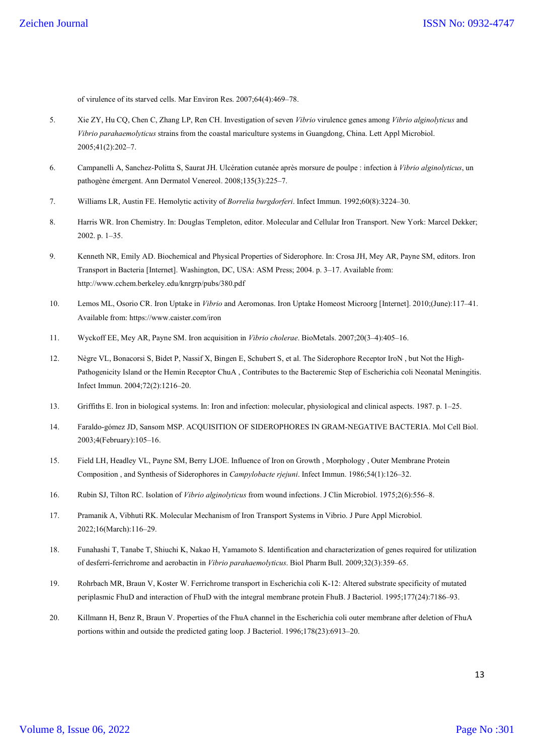of virulence of its starved cells. Mar Environ Res. 2007;64(4):469–78.

5. Xie ZY, Hu CQ, Chen C, Zhang LP, Ren CH. Investigation of seven *Vibrio* virulence genes among *Vibrio alginolyticus* and *Vibrio parahaemolyticus* strains from the coastal mariculture systems in Guangdong, China. Lett Appl Microbiol. 2005;41(2):202–7.

6. Campanelli A, Sanchez-Politta S, Saurat JH. Ulcération cutanée après morsure de poulpe : infection à *Vibrio alginolyticus*, un pathogène émergent. Ann Dermatol Venereol. 2008;135(3):225–7.

7. Williams LR, Austin FE. Hemolytic activity of *Borrelia burgdorferi*. Infect Immun. 1992;60(8):3224–30.

8. Harris WR. Iron Chemistry. In: Douglas Templeton, editor. Molecular and Cellular Iron Transport. New York: Marcel Dekker; 2002. p. 1–35.

9. Kenneth NR, Emily AD. Biochemical and Physical Properties of Siderophore. In: Crosa JH, Mey AR, Payne SM, editors. Iron Transport in Bacteria [Internet]. Washington, DC, USA: ASM Press; 2004. p. 3–17. Available from: http://www.cchem.berkeley.edu/knrgrp/pubs/380.pdf

10. Lemos ML, Osorio CR. Iron Uptake in *Vibrio* and Aeromonas. Iron Uptake Homeost Microorg [Internet]. 2010;(June):117–41. Available from: https://www.caister.com/iron

11. Wyckoff EE, Mey AR, Payne SM. Iron acquisition in *Vibrio cholerae*. BioMetals. 2007;20(3–4):405–16.

12. Nègre VL, Bonacorsi S, Bidet P, Nassif X, Bingen E, Schubert S, et al. The Siderophore Receptor IroN , but Not the High-Pathogenicity Island or the Hemin Receptor ChuA , Contributes to the Bacteremic Step of Escherichia coli Neonatal Meningitis. Infect Immun. 2004;72(2):1216–20.

13. Griffiths E. Iron in biological systems. In: Iron and infection: molecular, physiological and clinical aspects. 1987. p. 1–25.

14. Faraldo-gómez JD, Sansom MSP. ACQUISITION OF SIDEROPHORES IN GRAM-NEGATIVE BACTERIA. Mol Cell Biol. 2003;4(February):105–16.

15. Field LH, Headley VL, Payne SM, Berry LJOE. Influence of Iron on Growth , Morphology , Outer Membrane Protein Composition , and Synthesis of Siderophores in *Campylobacte rjejuni*. Infect Immun. 1986;54(1):126–32.

16. Rubin SJ, Tilton RC. Isolation of *Vibrio alginolyticus* from wound infections. J Clin Microbiol. 1975;2(6):556–8.

17. Pramanik A, Vibhuti RK. Molecular Mechanism of Iron Transport Systems in Vibrio. J Pure Appl Microbiol. 2022;16(March):116–29.

18. Funahashi T, Tanabe T, Shiuchi K, Nakao H, Yamamoto S. Identification and characterization of genes required for utilization of desferri-ferrichrome and aerobactin in *Vibrio parahaemolyticus*. Biol Pharm Bull. 2009;32(3):359–65.

19. Rohrbach MR, Braun V, Koster W. Ferrichrome transport in Escherichia coli K-12: Altered substrate specificity of mutated periplasmic FhuD and interaction of FhuD with the integral membrane protein FhuB. J Bacteriol. 1995;177(24):7186–93.

20. Killmann H, Benz R, Braun V. Properties of the FhuA channel in the Escherichia coli outer membrane after deletion of FhuA portions within and outside the predicted gating loop. J Bacteriol. 1996;178(23):6913–20.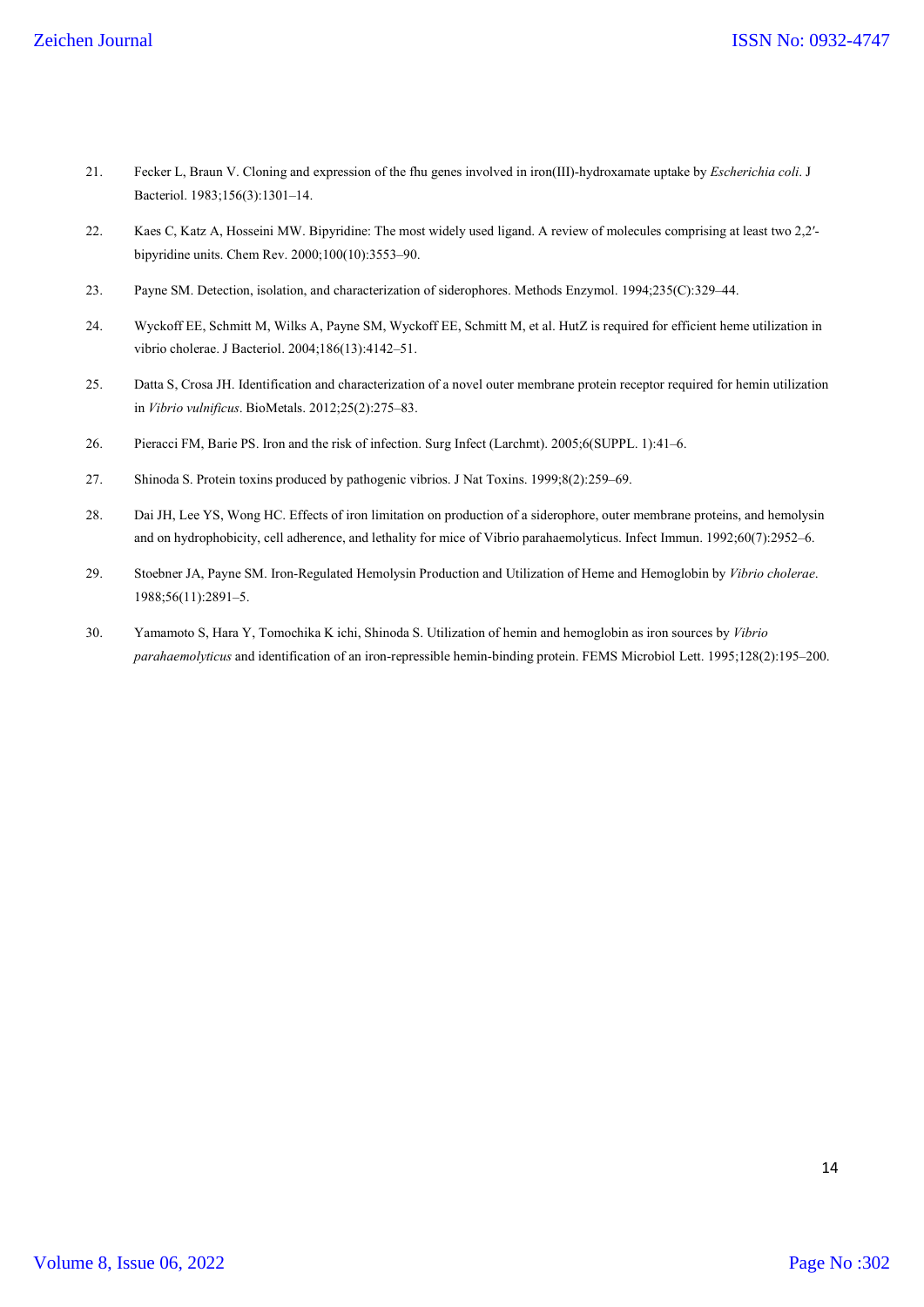21. Fecker L, Braun V. Cloning and expression of the fhu genes involved in iron(III)-hydroxamate uptake by *Escherichia coli*. J Bacteriol. 1983;156(3):1301–14.
22. Kaes C, Katz A, Hosseini MW. Bipyridine: The most widely used ligand. A review of molecules comprising at least two 2,2′-bipyridine units. Chem Rev. 2000;100(10):3553–90.
23. Payne SM. Detection, isolation, and characterization of siderophores. Methods Enzymol. 1994;235(C):329–44.
24. Wyckoff EE, Schmitt M, Wilks A, Payne SM, Wyckoff EE, Schmitt M, et al. HutZ is required for efficient heme utilization in vibrio cholerae. J Bacteriol. 2004;186(13):4142–51.
25. Datta S, Crosa JH. Identification and characterization of a novel outer membrane protein receptor required for hemin utilization in *Vibrio vulnificus*. BioMetals. 2012;25(2):275–83.
26. Pieracci FM, Barie PS. Iron and the risk of infection. Surg Infect (Larchmt). 2005;6(SUPPL. 1):41–6.
27. Shinoda S. Protein toxins produced by pathogenic vibrios. J Nat Toxins. 1999;8(2):259–69.
28. Dai JH, Lee YS, Wong HC. Effects of iron limitation on production of a siderophore, outer membrane proteins, and hemolysin and on hydrophobicity, cell adherence, and lethality for mice of Vibrio parahaemolyticus. Infect Immun. 1992;60(7):2952–6.
29. Stoebner JA, Payne SM. Iron-Regulated Hemolysin Production and Utilization of Heme and Hemoglobin by *Vibrio cholerae*. 1988;56(11):2891–5.
30. Yamamoto S, Hara Y, Tomochika K ichi, Shinoda S. Utilization of hemin and hemoglobin as iron sources by *Vibrio parahaemolyticus* and identification of an iron-repressible hemin-binding protein. FEMS Microbiol Lett. 1995;128(2):195–200.